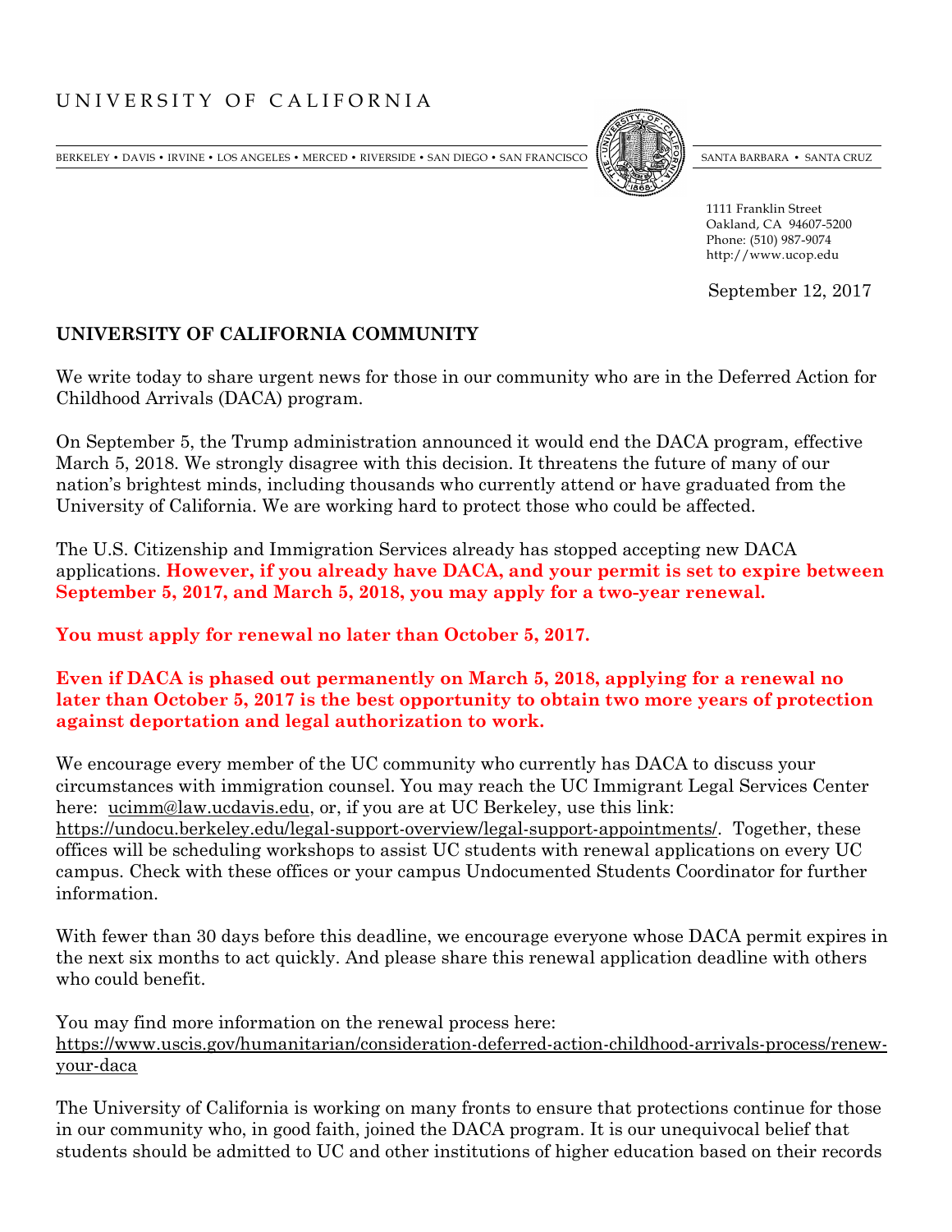UNIVERSITY OF CALIFORNIA

BERKELEY • DAVIS • IRVINE • LOS ANGELES • MERCED • RIVERSIDE • SAN DIEGO • SAN FRANCISCO SANTA BARBARA • SANTA CRUZ

1111 Franklin Street
Oakland, CA 94607-5200
Phone: (510) 987-9074
http://www.ucop.edu

September 12, 2017

**UNIVERSITY OF CALIFORNIA COMMUNITY**

We write today to share urgent news for those in our community who are in the Deferred Action for Childhood Arrivals (DACA) program.

On September 5, the Trump administration announced it would end the DACA program, effective March 5, 2018. We strongly disagree with this decision. It threatens the future of many of our nation's brightest minds, including thousands who currently attend or have graduated from the University of California. We are working hard to protect those who could be affected.

The U.S. Citizenship and Immigration Services already has stopped accepting new DACA applications. **However, if you already have DACA, and your permit is set to expire between September 5, 2017, and March 5, 2018, you may apply for a two-year renewal.**

**You must apply for renewal no later than October 5, 2017.**

**Even if DACA is phased out permanently on March 5, 2018, applying for a renewal no later than October 5, 2017 is the best opportunity to obtain two more years of protection against deportation and legal authorization to work.**

We encourage every member of the UC community who currently has DACA to discuss your circumstances with immigration counsel. You may reach the UC Immigrant Legal Services Center here: ucimm@law.ucdavis.edu, or, if you are at UC Berkeley, use this link: https://undocu.berkeley.edu/legal-support-overview/legal-support-appointments/. Together, these offices will be scheduling workshops to assist UC students with renewal applications on every UC campus. Check with these offices or your campus Undocumented Students Coordinator for further information.

With fewer than 30 days before this deadline, we encourage everyone whose DACA permit expires in the next six months to act quickly. And please share this renewal application deadline with others who could benefit.

You may find more information on the renewal process here:
https://www.uscis.gov/humanitarian/consideration-deferred-action-childhood-arrivals-process/renew-your-daca

The University of California is working on many fronts to ensure that protections continue for those in our community who, in good faith, joined the DACA program. It is our unequivocal belief that students should be admitted to UC and other institutions of higher education based on their records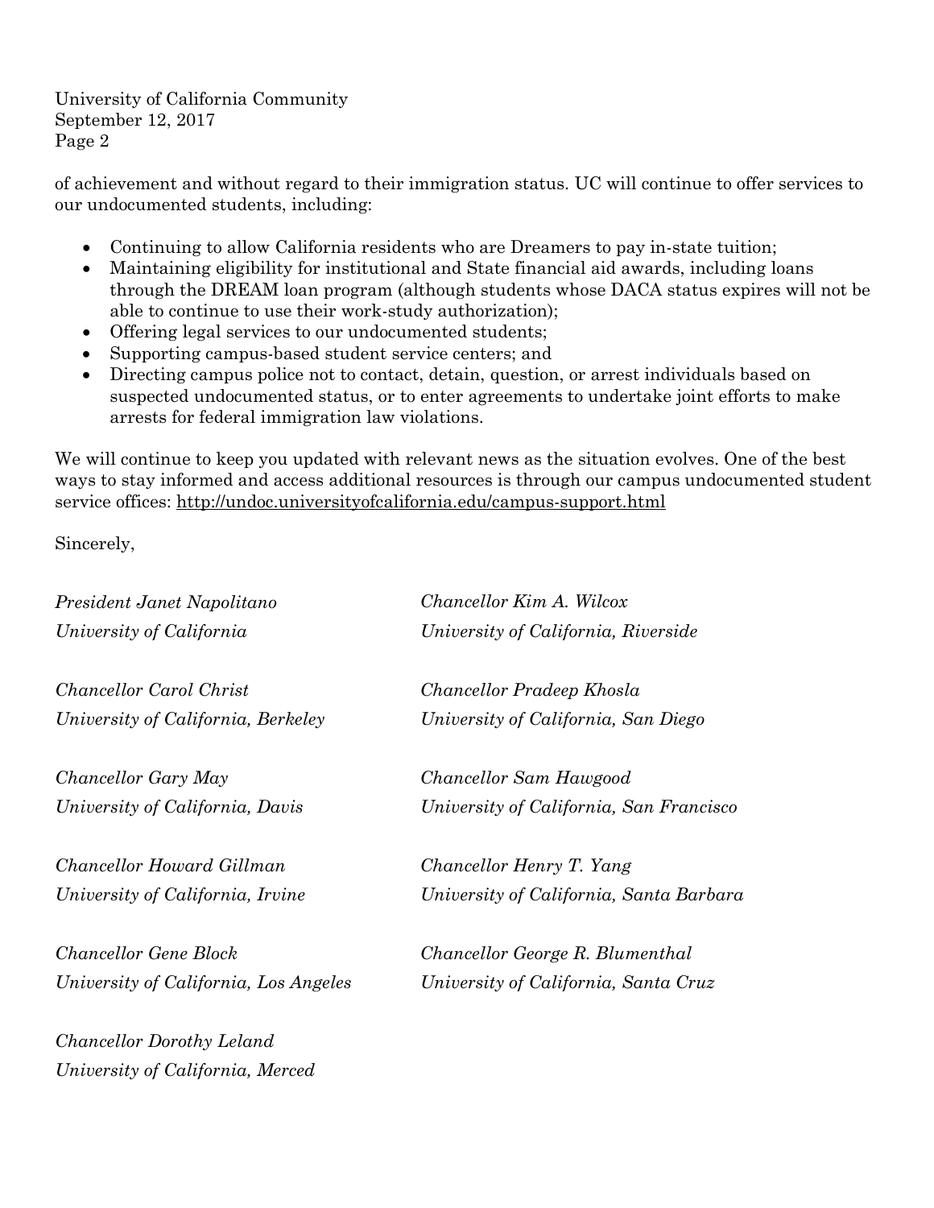of achievement and without regard to their immigration status. UC will continue to offer services to our undocumented students, including:

- Continuing to allow California residents who are Dreamers to pay in-state tuition;
- Maintaining eligibility for institutional and State financial aid awards, including loans through the DREAM loan program (although students whose DACA status expires will not be able to continue to use their work-study authorization);
- Offering legal services to our undocumented students;
- Supporting campus-based student service centers; and
- Directing campus police not to contact, detain, question, or arrest individuals based on suspected undocumented status, or to enter agreements to undertake joint efforts to make arrests for federal immigration law violations.

We will continue to keep you updated with relevant news as the situation evolves. One of the best ways to stay informed and access additional resources is through our campus undocumented student service offices: http://undoc.universityofcalifornia.edu/campus-support.html

Sincerely,

*President Janet Napolitano*
*University of California*

*Chancellor Carol Christ*
*University of California, Berkeley*

*Chancellor Gary May*
*University of California, Davis*

*Chancellor Howard Gillman*
*University of California, Irvine*

*Chancellor Gene Block*
*University of California, Los Angeles*

*Chancellor Dorothy Leland*
*University of California, Merced*

*Chancellor Kim A. Wilcox*
*University of California, Riverside*

*Chancellor Pradeep Khosla*
*University of California, San Diego*

*Chancellor Sam Hawgood*
*University of California, San Francisco*

*Chancellor Henry T. Yang*
*University of California, Santa Barbara*

*Chancellor George R. Blumenthal*
*University of California, Santa Cruz*